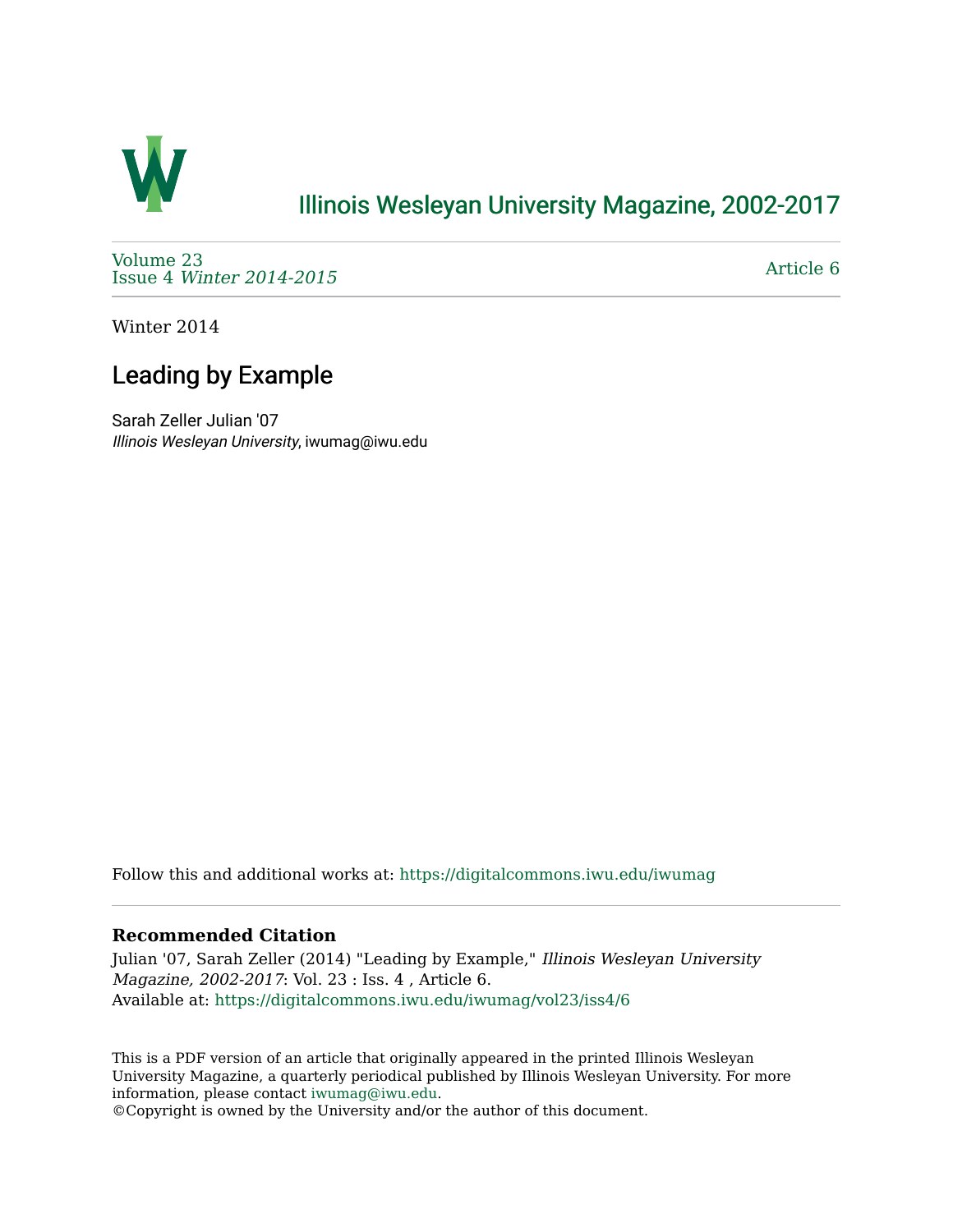# Illinois Wesleyan University Magazine, 2002-2017

Volume 23
Issue 4 *Winter 2014-2015*

Article 6

Winter 2014

## Leading by Example

Sarah Zeller Julian '07
*Illinois Wesleyan University*, iwumag@iwu.edu

Follow this and additional works at: https://digitalcommons.iwu.edu/iwumag

### Recommended Citation

Julian '07, Sarah Zeller (2014) "Leading by Example," *Illinois Wesleyan University Magazine, 2002-2017*: Vol. 23 : Iss. 4 , Article 6.
Available at: https://digitalcommons.iwu.edu/iwumag/vol23/iss4/6

This is a PDF version of an article that originally appeared in the printed Illinois Wesleyan University Magazine, a quarterly periodical published by Illinois Wesleyan University. For more information, please contact iwumag@iwu.edu.
©Copyright is owned by the University and/or the author of this document.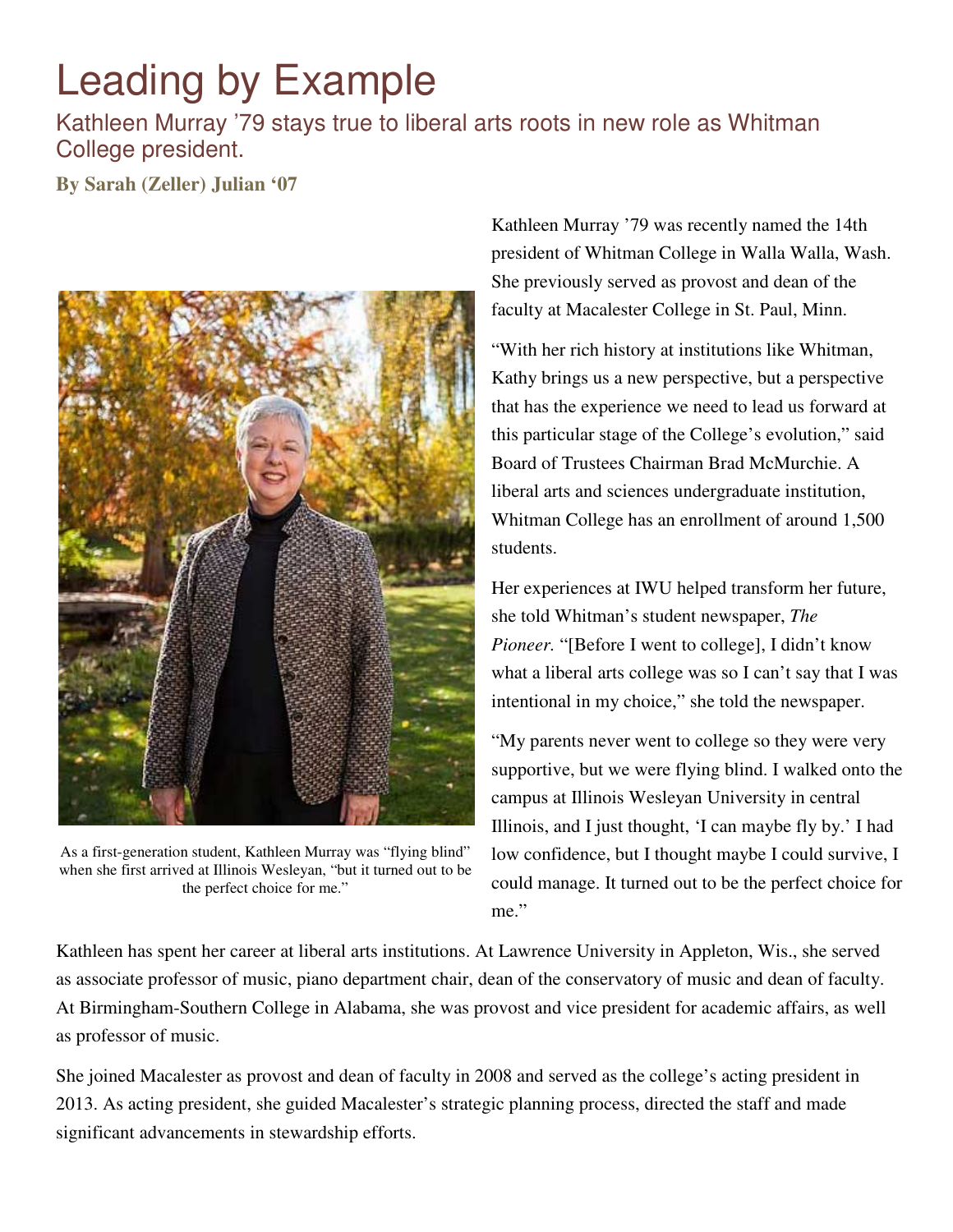# Leading by Example

## Kathleen Murray '79 stays true to liberal arts roots in new role as Whitman College president.

**By Sarah (Zeller) Julian '07**

As a first-generation student, Kathleen Murray was "flying blind" when she first arrived at Illinois Wesleyan, "but it turned out to be the perfect choice for me."

Kathleen Murray '79 was recently named the 14th president of Whitman College in Walla Walla, Wash. She previously served as provost and dean of the faculty at Macalester College in St. Paul, Minn.

"With her rich history at institutions like Whitman, Kathy brings us a new perspective, but a perspective that has the experience we need to lead us forward at this particular stage of the College's evolution," said Board of Trustees Chairman Brad McMurchie. A liberal arts and sciences undergraduate institution, Whitman College has an enrollment of around 1,500 students.

Her experiences at IWU helped transform her future, she told Whitman's student newspaper, *The Pioneer.* "[Before I went to college], I didn't know what a liberal arts college was so I can't say that I was intentional in my choice," she told the newspaper.

"My parents never went to college so they were very supportive, but we were flying blind. I walked onto the campus at Illinois Wesleyan University in central Illinois, and I just thought, 'I can maybe fly by.' I had low confidence, but I thought maybe I could survive, I could manage. It turned out to be the perfect choice for me."

Kathleen has spent her career at liberal arts institutions. At Lawrence University in Appleton, Wis., she served as associate professor of music, piano department chair, dean of the conservatory of music and dean of faculty. At Birmingham-Southern College in Alabama, she was provost and vice president for academic affairs, as well as professor of music.

She joined Macalester as provost and dean of faculty in 2008 and served as the college's acting president in 2013. As acting president, she guided Macalester's strategic planning process, directed the staff and made significant advancements in stewardship efforts.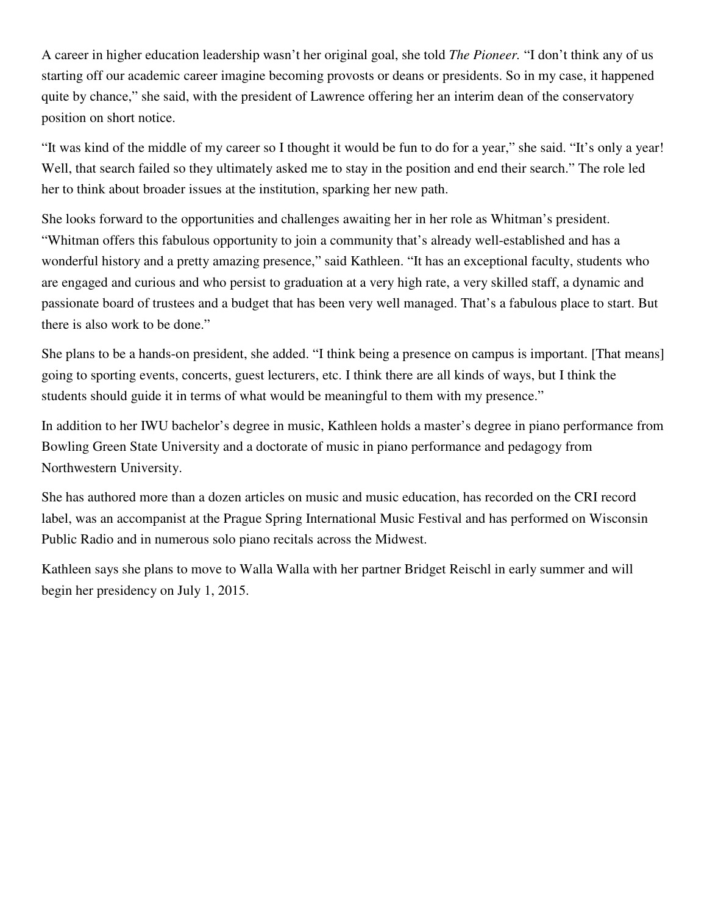A career in higher education leadership wasn't her original goal, she told *The Pioneer.* "I don't think any of us starting off our academic career imagine becoming provosts or deans or presidents. So in my case, it happened quite by chance," she said, with the president of Lawrence offering her an interim dean of the conservatory position on short notice.

"It was kind of the middle of my career so I thought it would be fun to do for a year," she said. "It's only a year! Well, that search failed so they ultimately asked me to stay in the position and end their search." The role led her to think about broader issues at the institution, sparking her new path.

She looks forward to the opportunities and challenges awaiting her in her role as Whitman's president. "Whitman offers this fabulous opportunity to join a community that's already well-established and has a wonderful history and a pretty amazing presence," said Kathleen. "It has an exceptional faculty, students who are engaged and curious and who persist to graduation at a very high rate, a very skilled staff, a dynamic and passionate board of trustees and a budget that has been very well managed. That's a fabulous place to start. But there is also work to be done."

She plans to be a hands-on president, she added. "I think being a presence on campus is important. [That means] going to sporting events, concerts, guest lecturers, etc. I think there are all kinds of ways, but I think the students should guide it in terms of what would be meaningful to them with my presence."

In addition to her IWU bachelor's degree in music, Kathleen holds a master's degree in piano performance from Bowling Green State University and a doctorate of music in piano performance and pedagogy from Northwestern University.

She has authored more than a dozen articles on music and music education, has recorded on the CRI record label, was an accompanist at the Prague Spring International Music Festival and has performed on Wisconsin Public Radio and in numerous solo piano recitals across the Midwest.

Kathleen says she plans to move to Walla Walla with her partner Bridget Reischl in early summer and will begin her presidency on July 1, 2015.